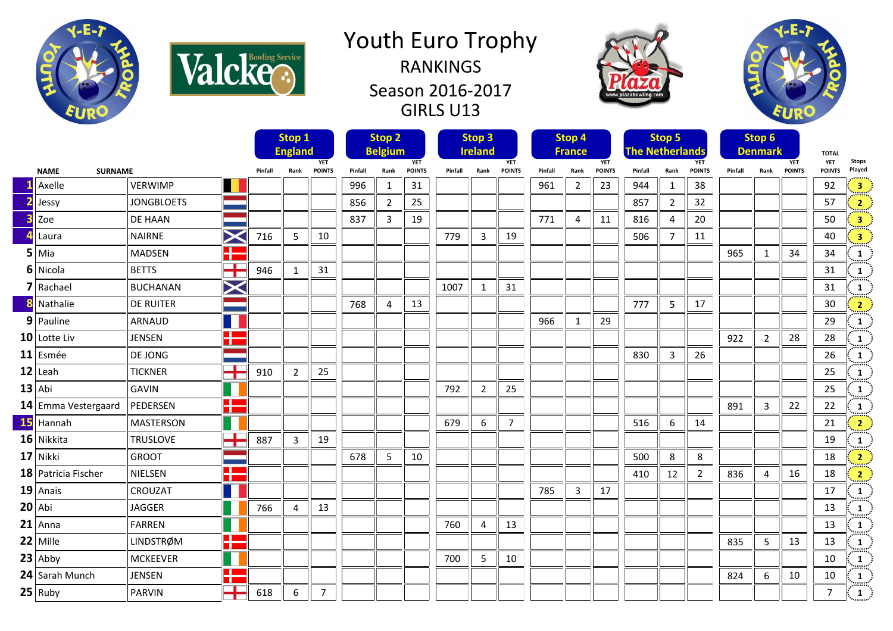# Youth Euro Trophy

## RANKINGS

## Season 2016-2017

## GIRLS U13

| | NAME | SURNAME | Stop 1 England Pinfall | Stop 1 Rank | Stop 1 YET POINTS | Stop 2 Belgium Pinfall | Stop 2 Rank | Stop 2 YET POINTS | Stop 3 Ireland Pinfall | Stop 3 Rank | Stop 3 YET POINTS | Stop 4 France Pinfall | Stop 4 Rank | Stop 4 YET POINTS | Stop 5 The Netherlands Pinfall | Stop 5 Rank | Stop 5 YET POINTS | Stop 6 Denmark Pinfall | Stop 6 Rank | Stop 6 YET POINTS | TOTAL YET POINTS | Stops Played |
|---|---|---|---|---|---|---|---|---|---|---|---|---|---|---|---|---|---|---|---|---|---|---|
| 1 | Axelle | VERWIMP | | | | 996 | 1 | 31 | | | | 961 | 2 | 23 | 944 | 1 | 38 | | | | 92 | 3 |
| 2 | Jessy | JONGBLOETS | | | | 856 | 2 | 25 | | | | | | | 857 | 2 | 32 | | | | 57 | 2 |
| 3 | Zoe | DE HAAN | | | | 837 | 3 | 19 | | | | 771 | 4 | 11 | 816 | 4 | 20 | | | | 50 | 3 |
| 4 | Laura | NAIRNE | 716 | 5 | 10 | | | | 779 | 3 | 19 | | | | 506 | 7 | 11 | | | | 40 | 3 |
| 5 | Mia | MADSEN | | | | | | | | | | | | | | | | 965 | 1 | 34 | 34 | 1 |
| 6 | Nicola | BETTS | 946 | 1 | 31 | | | | | | | | | | | | | | | | 31 | 1 |
| 7 | Rachael | BUCHANAN | | | | | | | 1007 | 1 | 31 | | | | | | | | | | 31 | 1 |
| 8 | Nathalie | DE RUITER | | | | 768 | 4 | 13 | | | | | | | 777 | 5 | 17 | | | | 30 | 2 |
| 9 | Pauline | ARNAUD | | | | | | | | | | 966 | 1 | 29 | | | | | | | 29 | 1 |
| 10 | Lotte Liv | JENSEN | | | | | | | | | | | | | | | | 922 | 2 | 28 | 28 | 1 |
| 11 | Esmée | DE JONG | | | | | | | | | | | | | 830 | 3 | 26 | | | | 26 | 1 |
| 12 | Leah | TICKNER | 910 | 2 | 25 | | | | | | | | | | | | | | | | 25 | 1 |
| 13 | Abi | GAVIN | | | | | | | 792 | 2 | 25 | | | | | | | | | | 25 | 1 |
| 14 | Emma Vestergaard | PEDERSEN | | | | | | | | | | | | | | | | 891 | 3 | 22 | 22 | 1 |
| 15 | Hannah | MASTERSON | | | | | | | 679 | 6 | 7 | | | | 516 | 6 | 14 | | | | 21 | 2 |
| 16 | Nikkita | TRUSLOVE | 887 | 3 | 19 | | | | | | | | | | | | | | | | 19 | 1 |
| 17 | Nikki | GROOT | | | | 678 | 5 | 10 | | | | | | | 500 | 8 | 8 | | | | 18 | 2 |
| 18 | Patricia Fischer | NIELSEN | | | | | | | | | | | | | 410 | 12 | 2 | 836 | 4 | 16 | 18 | 2 |
| 19 | Anais | CROUZAT | | | | | | | | | | 785 | 3 | 17 | | | | | | | 17 | 1 |
| 20 | Abi | JAGGER | 766 | 4 | 13 | | | | | | | | | | | | | | | | 13 | 1 |
| 21 | Anna | FARREN | | | | | | | 760 | 4 | 13 | | | | | | | | | | 13 | 1 |
| 22 | Mille | LINDSTRØM | | | | | | | | | | | | | | | | 835 | 5 | 13 | 13 | 1 |
| 23 | Abby | MCKEEVER | | | | | | | 700 | 5 | 10 | | | | | | | | | | 10 | 1 |
| 24 | Sarah Munch | JENSEN | | | | | | | | | | | | | | | | 824 | 6 | 10 | 10 | 1 |
| 25 | Ruby | PARVIN | 618 | 6 | 7 | | | | | | | | | | | | | | | | 7 | 1 |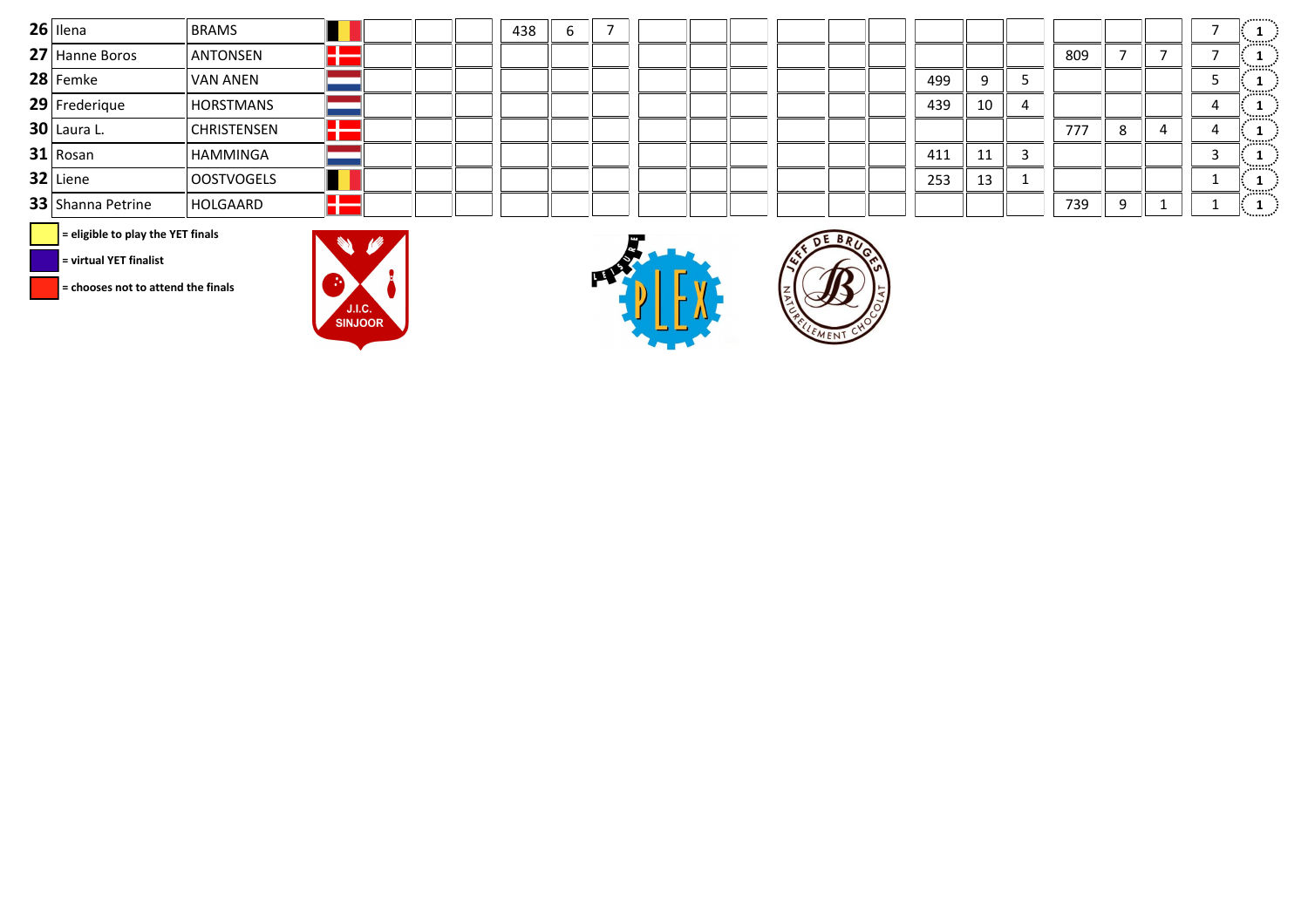| | | | | | | | | | | | | | | | | | | | | | | | |
|---|---|---|---|---|---|---|---|---|---|---|---|---|---|---|---|---|---|---|---|---|---|---|---|
| **26** | Ilena | BRAMS | | | | | 438 | 6 | 7 | | | | | | | | | | | | | 7 | 1 |
| **27** | Hanne Boros | ANTONSEN | | | | | | | | | | | | | | | | | 809 | 7 | 7 | 7 | 1 |
| **28** | Femke | VAN ANEN | | | | | | | | | | | | | | 499 | 9 | 5 | | | | 5 | 1 |
| **29** | Frederique | HORSTMANS | | | | | | | | | | | | | | 439 | 10 | 4 | | | | 4 | 1 |
| **30** | Laura L. | CHRISTENSEN | | | | | | | | | | | | | | | | | 777 | 8 | 4 | 4 | 1 |
| **31** | Rosan | HAMMINGA | | | | | | | | | | | | | | 411 | 11 | 3 | | | | 3 | 1 |
| **32** | Liene | OOSTVOGELS | | | | | | | | | | | | | | 253 | 13 | 1 | | | | 1 | 1 |
| **33** | Shanna Petrine | HOLGAARD | | | | | | | | | | | | | | | | | 739 | 9 | 1 | 1 | 1 |

**= eligible to play the YET finals**

**= virtual YET finalist**

**= chooses not to attend the finals**

J.I.C. SINJOOR

LEISURE PLEX

JEFF DE BRUGES NATURELLEMENT CHOCOLAT